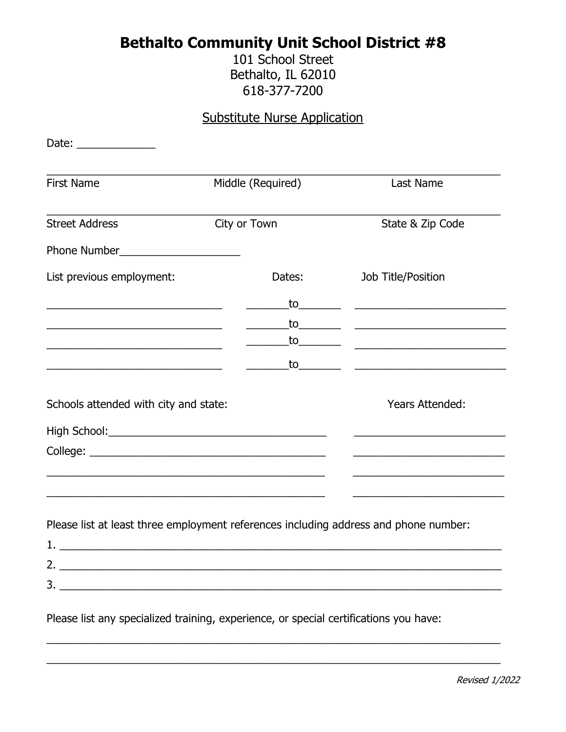# Bethalto Community Unit School District #8

101 School Street
Bethalto, IL 62010
618-377-7200

## Substitute Nurse Application

Date: _____________

_______________________________________________________________________________

First Name                    Middle (Required)                    Last Name

_______________________________________________________________________________

Street Address                    City or Town                    State & Zip Code

Phone Number____________________

| List previous employment: | Dates: | Job Title/Position |
|---|---|---|
| ______________________________ | _______to_______ | __________________________ |
| ______________________________ | _______to_______ | __________________________ |
| ______________________________ | _______to_______ | __________________________ |
| ______________________________ | _______to_______ | __________________________ |

| Schools attended with city and state: | Years Attended: |
|---|---|
| High School:____________________________________ | __________________________ |
| College: ________________________________________ | __________________________ |
| ________________________________________________ | __________________________ |
| ________________________________________________ | __________________________ |

Please list at least three employment references including address and phone number:

1. ____________________________________________________________________________
2. ____________________________________________________________________________
3. ____________________________________________________________________________

Please list any specialized training, experience, or special certifications you have:

_______________________________________________________________________________

_______________________________________________________________________________

*Revised 1/2022*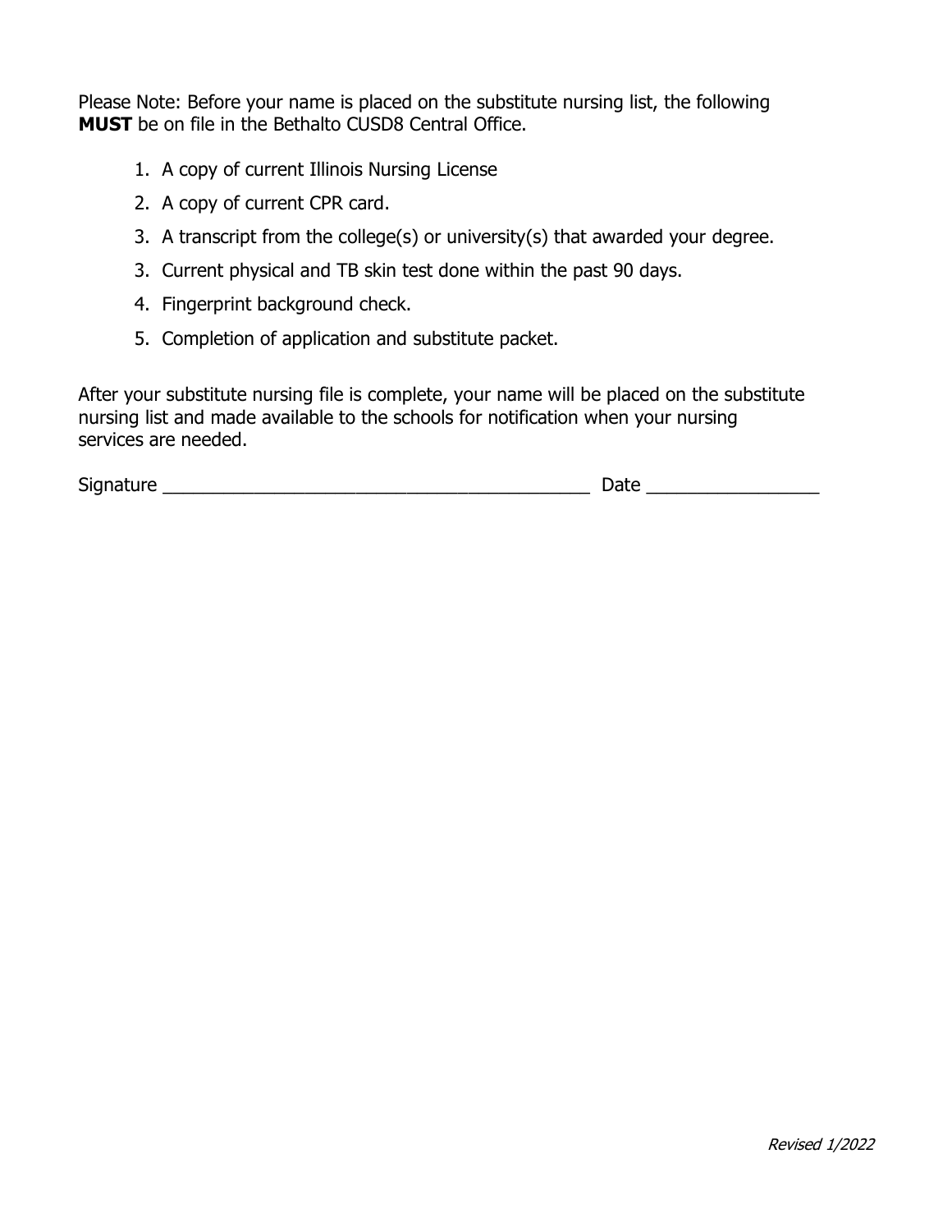Please Note: Before your name is placed on the substitute nursing list, the following **MUST** be on file in the Bethalto CUSD8 Central Office.

1. A copy of current Illinois Nursing License
2. A copy of current CPR card.
3. A transcript from the college(s) or university(s) that awarded your degree.
3. Current physical and TB skin test done within the past 90 days.
4. Fingerprint background check.
5. Completion of application and substitute packet.

After your substitute nursing file is complete, your name will be placed on the substitute nursing list and made available to the schools for notification when your nursing services are needed.

Signature ___________________________________________ Date _________________

*Revised 1/2022*